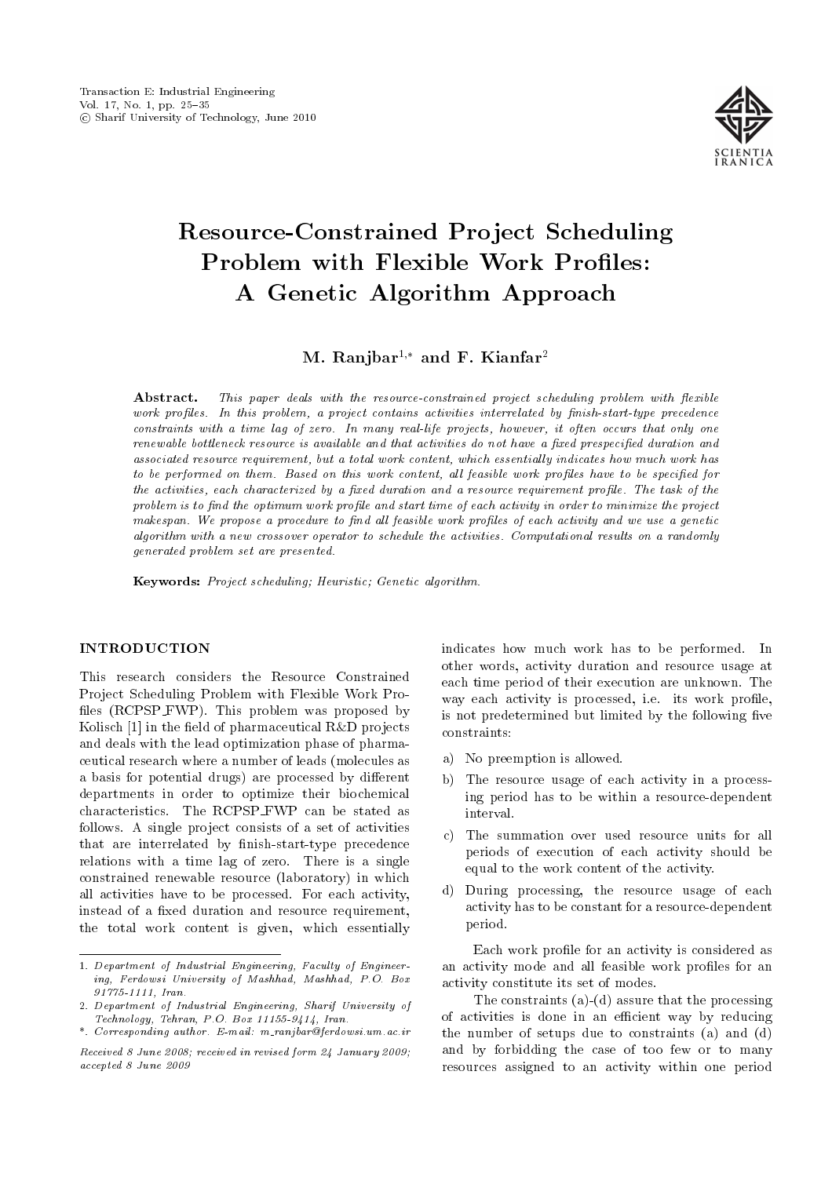# Resource-Constrained Project Scheduling Problem with Flexible Work Profiles: A Genetic Algorithm Approach

**M. Ranjbar[1,*] and F. Kianfar[2]**

**Abstract.** *This paper deals with the resource-constrained project scheduling problem with flexible work profiles. In this problem, a project contains activities interrelated by finish-start-type precedence constraints with a time lag of zero. In many real-life projects, however, it often occurs that only one renewable bottleneck resource is available and that activities do not have a fixed prespecified duration and associated resource requirement, but a total work content, which essentially indicates how much work has to be performed on them. Based on this work content, all feasible work profiles have to be specified for the activities, each characterized by a fixed duration and a resource requirement profile. The task of the problem is to find the optimum work profile and start time of each activity in order to minimize the project makespan. We propose a procedure to find all feasible work profiles of each activity and we use a genetic algorithm with a new crossover operator to schedule the activities. Computational results on a randomly generated problem set are presented.*

**Keywords:** *Project scheduling; Heuristic; Genetic algorithm.*

## INTRODUCTION

This research considers the Resource Constrained Project Scheduling Problem with Flexible Work Profiles (RCPSP_FWP). This problem was proposed by Kolisch [1] in the field of pharmaceutical R&D projects and deals with the lead optimization phase of pharmaceutical research where a number of leads (molecules as a basis for potential drugs) are processed by different departments in order to optimize their biochemical characteristics. The RCPSP_FWP can be stated as follows. A single project consists of a set of activities that are interrelated by finish-start-type precedence relations with a time lag of zero. There is a single constrained renewable resource (laboratory) in which all activities have to be processed. For each activity, instead of a fixed duration and resource requirement, the total work content is given, which essentially indicates how much work has to be performed. In other words, activity duration and resource usage at each time period of their execution are unknown. The way each activity is processed, i.e. its work profile, is not predetermined but limited by the following five constraints:

a) No preemption is allowed.

b) The resource usage of each activity in a processing period has to be within a resource-dependent interval.

c) The summation over used resource units for all periods of execution of each activity should be equal to the work content of the activity.

d) During processing, the resource usage of each activity has to be constant for a resource-dependent period.

Each work profile for an activity is considered as an activity mode and all feasible work profiles for an activity constitute its set of modes.

The constraints (a)-(d) assure that the processing of activities is done in an efficient way by reducing the number of setups due to constraints (a) and (d) and by forbidding the case of too few or to many resources assigned to an activity within one period

---

1. *Department of Industrial Engineering, Faculty of Engineering, Ferdowsi University of Mashhad, Mashhad, P.O. Box 91775-1111, Iran.*
2. *Department of Industrial Engineering, Sharif University of Technology, Tehran, P.O. Box 11155-9414, Iran.*

*. *Corresponding author. E-mail: m_ranjbar@ferdowsi.um.ac.ir*

*Received 8 June 2008; received in revised form 24 January 2009; accepted 8 June 2009*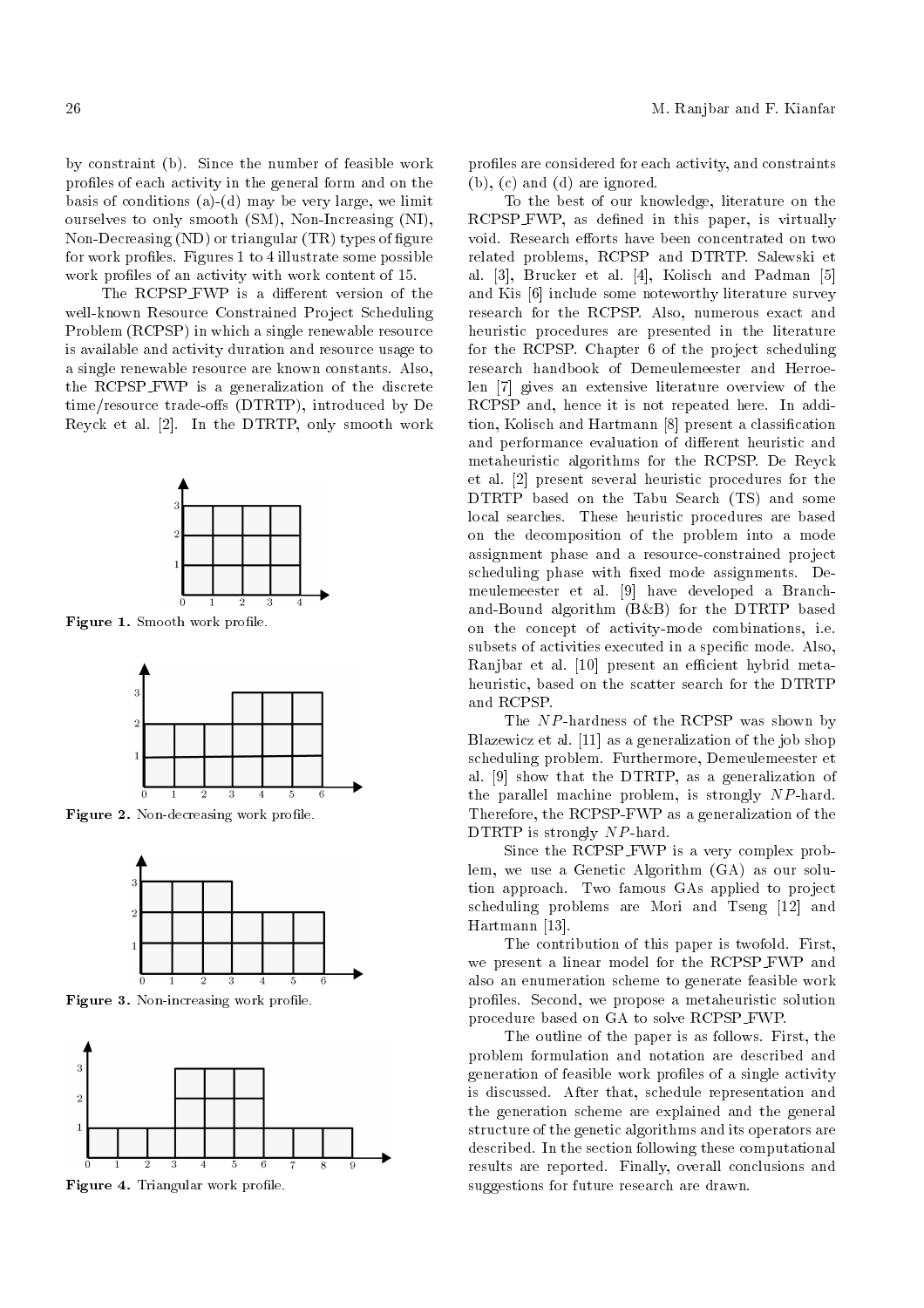by constraint (b). Since the number of feasible work profiles of each activity in the general form and on the basis of conditions (a)-(d) may be very large, we limit ourselves to only smooth (SM), Non-Increasing (NI), Non-Decreasing (ND) or triangular (TR) types of figure for work profiles. Figures 1 to 4 illustrate some possible work profiles of an activity with work content of 15.

The RCPSP_FWP is a different version of the well-known Resource Constrained Project Scheduling Problem (RCPSP) in which a single renewable resource is available and activity duration and resource usage to a single renewable resource are known constants. Also, the RCPSP_FWP is a generalization of the discrete time/resource trade-offs (DTRTP), introduced by De Reyck et al. [2]. In the DTRTP, only smooth work profiles are considered for each activity, and constraints (b), (c) and (d) are ignored.

Figure 1. Smooth work profile.

Figure 2. Non-decreasing work profile.

Figure 3. Non-increasing work profile.

Figure 4. Triangular work profile.

To the best of our knowledge, literature on the RCPSP_FWP, as defined in this paper, is virtually void. Research efforts have been concentrated on two related problems, RCPSP and DTRTP. Salewski et al. [3], Brucker et al. [4], Kolisch and Padman [5] and Kis [6] include some noteworthy literature survey research for the RCPSP. Also, numerous exact and heuristic procedures are presented in the literature for the RCPSP. Chapter 6 of the project scheduling research handbook of Demeulemeester and Herroelen [7] gives an extensive literature overview of the RCPSP and, hence it is not repeated here. In addition, Kolisch and Hartmann [8] present a classification and performance evaluation of different heuristic and metaheuristic algorithms for the RCPSP. De Reyck et al. [2] present several heuristic procedures for the DTRTP based on the Tabu Search (TS) and some local searches. These heuristic procedures are based on the decomposition of the problem into a mode assignment phase and a resource-constrained project scheduling phase with fixed mode assignments. Demeulemeester et al. [9] have developed a Branch-and-Bound algorithm (B&B) for the DTRTP based on the concept of activity-mode combinations, i.e. subsets of activities executed in a specific mode. Also, Ranjbar et al. [10] present an efficient hybrid metaheuristic, based on the scatter search for the DTRTP and RCPSP.

The $NP$-hardness of the RCPSP was shown by Blazewicz et al. [11] as a generalization of the job shop scheduling problem. Furthermore, Demeulemeester et al. [9] show that the DTRTP, as a generalization of the parallel machine problem, is strongly $NP$-hard. Therefore, the RCPSP-FWP as a generalization of the DTRTP is strongly $NP$-hard.

Since the RCPSP_FWP is a very complex problem, we use a Genetic Algorithm (GA) as our solution approach. Two famous GAs applied to project scheduling problems are Mori and Tseng [12] and Hartmann [13].

The contribution of this paper is twofold. First, we present a linear model for the RCPSP_FWP and also an enumeration scheme to generate feasible work profiles. Second, we propose a metaheuristic solution procedure based on GA to solve RCPSP_FWP.

The outline of the paper is as follows. First, the problem formulation and notation are described and generation of feasible work profiles of a single activity is discussed. After that, schedule representation and the generation scheme are explained and the general structure of the genetic algorithms and its operators are described. In the section following these computational results are reported. Finally, overall conclusions and suggestions for future research are drawn.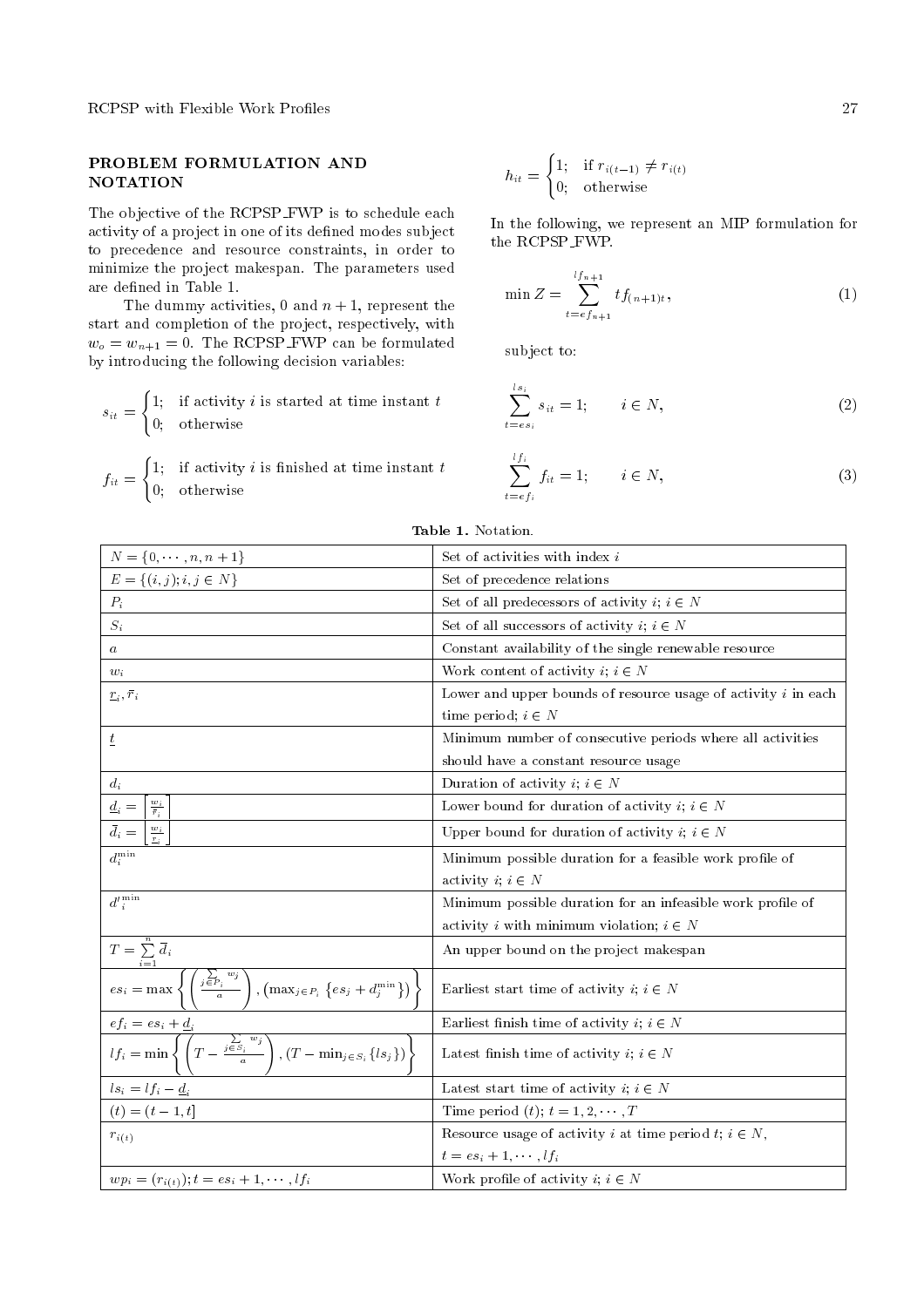## PROBLEM FORMULATION AND NOTATION

The objective of the RCPSP_FWP is to schedule each activity of a project in one of its defined modes subject to precedence and resource constraints, in order to minimize the project makespan. The parameters used are defined in Table 1.

The dummy activities, 0 and $n+1$, represent the start and completion of the project, respectively, with $w_o = w_{n+1} = 0$. The RCPSP_FWP can be formulated by introducing the following decision variables:

$$s_{it} = \begin{cases} 1; & \text{if activity } i \text{ is started at time instant } t \\ 0; & \text{otherwise} \end{cases}$$

$$f_{it} = \begin{cases} 1; & \text{if activity } i \text{ is finished at time instant } t \\ 0; & \text{otherwise} \end{cases}$$

$$h_{it} = \begin{cases} 1; & \text{if } r_{i(t-1)} \neq r_{i(t)} \\ 0; & \text{otherwise} \end{cases}$$

In the following, we represent an MIP formulation for the RCPSP_FWP.

$$\min Z = \sum_{t=ef_{n+1}}^{lf_{n+1}} t f_{(n+1)t}, \tag{1}$$

subject to:

$$\sum_{t=es_i}^{ls_i} s_{it} = 1; \qquad i \in N, \tag{2}$$

$$\sum_{t=ef_i}^{lf_i} f_{it} = 1; \qquad i \in N, \tag{3}$$

**Table 1.** Notation.

| | |
|---|---|
| $N = \{0, \cdots, n, n+1\}$ | Set of activities with index $i$ |
| $E = \{(i,j); i,j \in N\}$ | Set of precedence relations |
| $P_i$ | Set of all predecessors of activity $i$; $i \in N$ |
| $S_i$ | Set of all successors of activity $i$; $i \in N$ |
| $a$ | Constant availability of the single renewable resource |
| $w_i$ | Work content of activity $i$; $i \in N$ |
| $\underline{r}_i, \bar{r}_i$ | Lower and upper bounds of resource usage of activity $i$ in each time period; $i \in N$ |
| $\underline{t}$ | Minimum number of consecutive periods where all activities should have a constant resource usage |
| $d_i$ | Duration of activity $i$; $i \in N$ |
| $\underline{d}_i = \left\lceil \frac{w_i}{\bar{r}_i} \right\rceil$ | Lower bound for duration of activity $i$; $i \in N$ |
| $\bar{d}_i = \left\lceil \frac{w_i}{\underline{r}_i} \right\rceil$ | Upper bound for duration of activity $i$; $i \in N$ |
| $d_i^{\min}$ | Minimum possible duration for a feasible work profile of activity $i$; $i \in N$ |
| ${d'}_i^{\min}$ | Minimum possible duration for an infeasible work profile of activity $i$ with minimum violation; $i \in N$ |
| $T = \sum_{i=1}^{n} \bar{d}_i$ | An upper bound on the project makespan |
| $es_i = \max\left\{ \left( \frac{\sum_{j \in P_i} w_j}{a} \right), \left( \max_{j \in P_i} \{es_j + d_j^{\min}\} \right) \right\}$ | Earliest start time of activity $i$; $i \in N$ |
| $ef_i = es_i + \underline{d}_i$ | Earliest finish time of activity $i$; $i \in N$ |
| $lf_i = \min\left\{ \left( T - \frac{\sum_{j \in S_i} w_j}{a} \right), \left( T - \min_{j \in S_i} \{ls_j\} \right) \right\}$ | Latest finish time of activity $i$; $i \in N$ |
| $ls_i = lf_i - \underline{d}_i$ | Latest start time of activity $i$; $i \in N$ |
| $(t) = (t-1, t]$ | Time period $(t)$; $t = 1, 2, \cdots, T$ |
| $r_{i(t)}$ | Resource usage of activity $i$ at time period $t$; $i \in N$, $t = es_i + 1, \cdots, lf_i$ |
| $wp_i = (r_{i(t)}); t = es_i + 1, \cdots, lf_i$ | Work profile of activity $i$; $i \in N$ |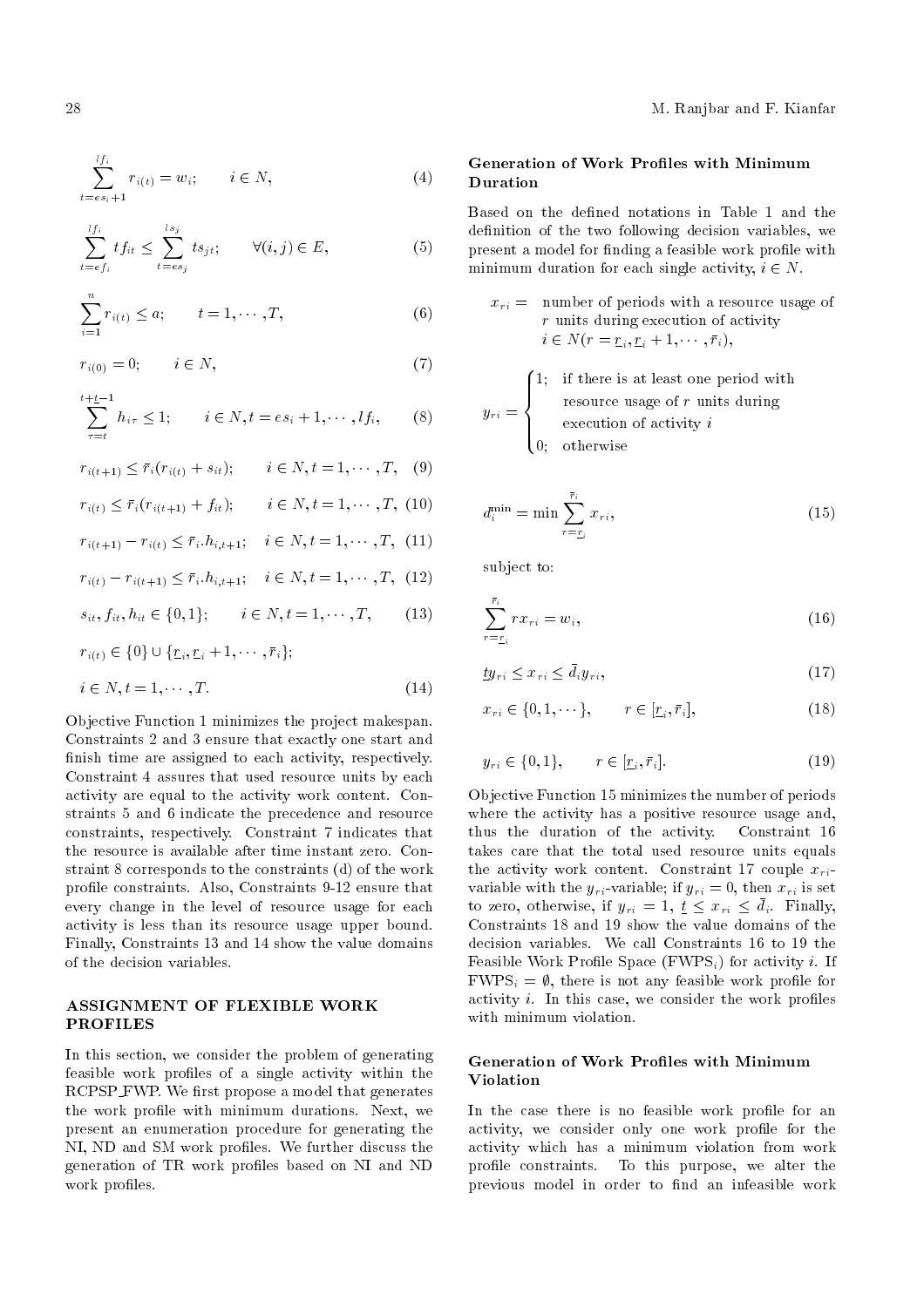$$\sum_{t=es_i+1}^{lf_i} r_{i(t)} = w_i; \qquad i \in N, \tag{4}$$

$$\sum_{t=ef_i}^{lf_i} t f_{it} \leq \sum_{t=es_j}^{ls_j} t s_{jt}; \qquad \forall (i,j) \in E, \tag{5}$$

$$\sum_{i=1}^{n} r_{i(t)} \leq a; \qquad t = 1, \cdots, T, \tag{6}$$

$$r_{i(0)} = 0; \qquad i \in N, \tag{7}$$

$$\sum_{\tau=t}^{t+\underline{t}-1} h_{i\tau} \leq 1; \qquad i \in N, t = es_i + 1, \cdots, lf_i, \tag{8}$$

$$r_{i(t+1)} \leq \bar{r}_i (r_{i(t)} + s_{it}); \qquad i \in N, t = 1, \cdots, T, \tag{9}$$

$$r_{i(t)} \leq \bar{r}_i (r_{i(t+1)} + f_{it}); \qquad i \in N, t = 1, \cdots, T, \tag{10}$$

$$r_{i(t+1)} - r_{i(t)} \leq \bar{r}_i . h_{i,t+1}; \quad i \in N, t = 1, \cdots, T, \tag{11}$$

$$r_{i(t)} - r_{i(t+1)} \leq \bar{r}_i . h_{i,t+1}; \quad i \in N, t = 1, \cdots, T, \tag{12}$$

$$s_{it}, f_{it}, h_{it} \in \{0, 1\}; \qquad i \in N, t = 1, \cdots, T, \tag{13}$$

$$r_{i(t)} \in \{0\} \cup \{\underline{r}_i, \underline{r}_i + 1, \cdots, \bar{r}_i\};$$

$$i \in N, t = 1, \cdots, T. \tag{14}$$

Objective Function 1 minimizes the project makespan. Constraints 2 and 3 ensure that exactly one start and finish time are assigned to each activity, respectively. Constraint 4 assures that used resource units by each activity are equal to the activity work content. Constraints 5 and 6 indicate the precedence and resource constraints, respectively. Constraint 7 indicates that the resource is available after time instant zero. Constraint 8 corresponds to the constraints (d) of the work profile constraints. Also, Constraints 9-12 ensure that every change in the level of resource usage for each activity is less than its resource usage upper bound. Finally, Constraints 13 and 14 show the value domains of the decision variables.

## ASSIGNMENT OF FLEXIBLE WORK PROFILES

In this section, we consider the problem of generating feasible work profiles of a single activity within the RCPSP_FWP. We first propose a model that generates the work profile with minimum durations. Next, we present an enumeration procedure for generating the NI, ND and SM work profiles. We further discuss the generation of TR work profiles based on NI and ND work profiles.

### Generation of Work Profiles with Minimum Duration

Based on the defined notations in Table 1 and the definition of the two following decision variables, we present a model for finding a feasible work profile with minimum duration for each single activity, $i \in N$.

$x_{ri}$ = number of periods with a resource usage of $r$ units during execution of activity $i \in N (r = \underline{r}_i, \underline{r}_i + 1, \cdots, \bar{r}_i)$,

$$y_{ri} = \begin{cases} 1; & \text{if there is at least one period with resource usage of } r \text{ units during execution of activity } i \\ 0; & \text{otherwise} \end{cases}$$

$$d_i^{\min} = \min \sum_{r=\underline{r}_i}^{\bar{r}_i} x_{ri}, \tag{15}$$

subject to:

$$\sum_{r=\underline{r}_i}^{\bar{r}_i} r x_{ri} = w_i, \tag{16}$$

$$\underline{t} y_{ri} \leq x_{ri} \leq \bar{d}_i y_{ri}, \tag{17}$$

$$x_{ri} \in \{0, 1, \cdots\}, \qquad r \in [\underline{r}_i, \bar{r}_i], \tag{18}$$

$$y_{ri} \in \{0, 1\}, \qquad r \in [\underline{r}_i, \bar{r}_i]. \tag{19}$$

Objective Function 15 minimizes the number of periods where the activity has a positive resource usage and, thus the duration of the activity. Constraint 16 takes care that the total used resource units equals the activity work content. Constraint 17 couple $x_{ri}$-variable with the $y_{ri}$-variable; if $y_{ri} = 0$, then $x_{ri}$ is set to zero, otherwise, if $y_{ri} = 1$, $\underline{t} \leq x_{ri} \leq \bar{d}_i$. Finally, Constraints 18 and 19 show the value domains of the decision variables. We call Constraints 16 to 19 the Feasible Work Profile Space ($\text{FWPS}_i$) for activity $i$. If $\text{FWPS}_i = \emptyset$, there is not any feasible work profile for activity $i$. In this case, we consider the work profiles with minimum violation.

### Generation of Work Profiles with Minimum Violation

In the case there is no feasible work profile for an activity, we consider only one work profile for the activity which has a minimum violation from work profile constraints. To this purpose, we alter the previous model in order to find an infeasible work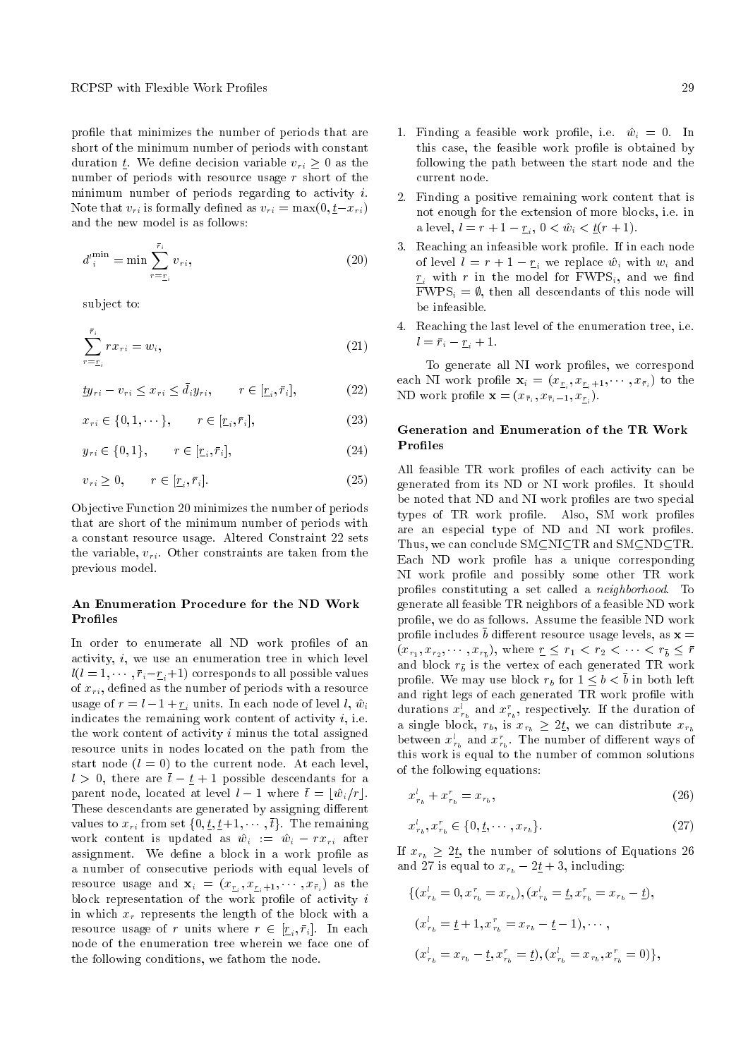profile that minimizes the number of periods that are short of the minimum number of periods with constant duration $\underline{t}$. We define decision variable $v_{ri} \geq 0$ as the number of periods with resource usage $r$ short of the minimum number of periods regarding to activity $i$. Note that $v_{ri}$ is formally defined as $v_{ri} = \max(0, \underline{t} - x_{ri})$ and the new model is as follows:

$$d_i^{\prime \min} = \min \sum_{r=\underline{r}_i}^{\bar{r}_i} v_{ri}, \tag{20}$$

subject to:

$$\sum_{r=\underline{r}_i}^{\bar{r}_i} r x_{ri} = w_i, \tag{21}$$

$$\underline{t} y_{ri} - v_{ri} \leq x_{ri} \leq \bar{d}_i y_{ri}, \qquad r \in [\underline{r}_i, \bar{r}_i], \tag{22}$$

$$x_{ri} \in \{0, 1, \cdots\}, \qquad r \in [\underline{r}_i, \bar{r}_i], \tag{23}$$

$$y_{ri} \in \{0, 1\}, \qquad r \in [\underline{r}_i, \bar{r}_i], \tag{24}$$

$$v_{ri} \geq 0, \qquad r \in [\underline{r}_i, \bar{r}_i]. \tag{25}$$

Objective Function 20 minimizes the number of periods that are short of the minimum number of periods with a constant resource usage. Altered Constraint 22 sets the variable, $v_{ri}$. Other constraints are taken from the previous model.

### An Enumeration Procedure for the ND Work Profiles

In order to enumerate all ND work profiles of an activity, $i$, we use an enumeration tree in which level $l (l = 1, \cdots, \bar{r}_i - \underline{r}_i + 1)$ corresponds to all possible values of $x_{ri}$, defined as the number of periods with a resource usage of $r = l - 1 + \underline{r}_i$ units. In each node of level $l$, $\hat{w}_i$ indicates the remaining work content of activity $i$, i.e. the work content of activity $i$ minus the total assigned resource units in nodes located on the path from the start node ($l = 0$) to the current node. At each level, $l > 0$, there are $\bar{t} - \underline{t} + 1$ possible descendants for a parent node, located at level $l - 1$ where $\bar{t} = \lfloor \hat{w}_i / r \rfloor$. These descendants are generated by assigning different values to $x_{ri}$ from set $\{0, \underline{t}, \underline{t}+1, \cdots, \bar{t}\}$. The remaining work content is updated as $\hat{w}_i := \hat{w}_i - r x_{ri}$ after assignment. We define a block in a work profile as a number of consecutive periods with equal levels of resource usage and $\mathbf{x}_i = (x_{\underline{r}_i}, x_{\underline{r}_i+1}, \cdots, x_{\bar{r}_i})$ as the block representation of the work profile of activity $i$ in which $x_r$ represents the length of the block with a resource usage of $r$ units where $r \in [\underline{r}_i, \bar{r}_i]$. In each node of the enumeration tree wherein we face one of the following conditions, we fathom the node.

1. Finding a feasible work profile, i.e. $\hat{w}_i = 0$. In this case, the feasible work profile is obtained by following the path between the start node and the current node.
2. Finding a positive remaining work content that is not enough for the extension of more blocks, i.e. in a level, $l = r + 1 - \underline{r}_i$, $0 < \hat{w}_i < \underline{t}(r + 1)$.
3. Reaching an infeasible work profile. If in each node of level $l = r + 1 - \underline{r}_i$ we replace $\hat{w}_i$ with $w_i$ and $\underline{r}_i$ with $r$ in the model for $\text{FWPS}_i$, and we find $\text{FWPS}_i = \emptyset$, then all descendants of this node will be infeasible.
4. Reaching the last level of the enumeration tree, i.e. $l = \bar{r}_i - \underline{r}_i + 1$.

To generate all NI work profiles, we correspond each NI work profile $\mathbf{x}_i = (x_{\underline{r}_i}, x_{\underline{r}_i+1}, \cdots, x_{\bar{r}_i})$ to the ND work profile $\mathbf{x} = (x_{\bar{r}_i}, x_{\bar{r}_i - 1}, x_{\underline{r}_i})$.

### Generation and Enumeration of the TR Work Profiles

All feasible TR work profiles of each activity can be generated from its ND or NI work profiles. It should be noted that ND and NI work profiles are two special types of TR work profile. Also, SM work profiles are an especial type of ND and NI work profiles. Thus, we can conclude SM⊆NI⊆TR and SM⊆ND⊆TR. Each ND work profile has a unique corresponding NI work profile and possibly some other TR work profiles constituting a set called a *neighborhood*. To generate all feasible TR neighbors of a feasible ND work profile, we do as follows. Assume the feasible ND work profile includes $\bar{b}$ different resource usage levels, as $\mathbf{x} = (x_{r_1}, x_{r_2}, \cdots, x_{r_{\bar{b}}})$, where $\underline{r} \leq r_1 < r_2 < \cdots < r_{\bar{b}} \leq \bar{r}$ and block $r_{\bar{b}}$ is the vertex of each generated TR work profile. We may use block $r_b$ for $1 \leq b < \bar{b}$ in both left and right legs of each generated TR work profile with durations $x_{r_b}^l$ and $x_{r_b}^r$, respectively. If the duration of a single block, $r_b$, is $x_{r_b} \geq 2\underline{t}$, we can distribute $x_{r_b}$ between $x_{r_b}^l$ and $x_{r_b}^r$. The number of different ways of this work is equal to the number of common solutions of the following equations:

$$x_{r_b}^l + x_{r_b}^r = x_{r_b}, \tag{26}$$

$$x_{r_b}^l, x_{r_b}^r \in \{0, \underline{t}, \cdots, x_{r_b}\}. \tag{27}$$

If $x_{r_b} \geq 2\underline{t}$, the number of solutions of Equations 26 and 27 is equal to $x_{r_b} - 2\underline{t} + 3$, including:

$$\{(x_{r_b}^l = 0, x_{r_b}^r = x_{r_b}), (x_{r_b}^l = \underline{t}, x_{r_b}^r = x_{r_b} - \underline{t}),$$

$$(x_{r_b}^l = \underline{t} + 1, x_{r_b}^r = x_{r_b} - \underline{t} - 1), \cdots,$$

$$(x_{r_b}^l = x_{r_b} - \underline{t}, x_{r_b}^r = \underline{t}), (x_{r_b}^l = x_{r_b}, x_{r_b}^r = 0)\},$$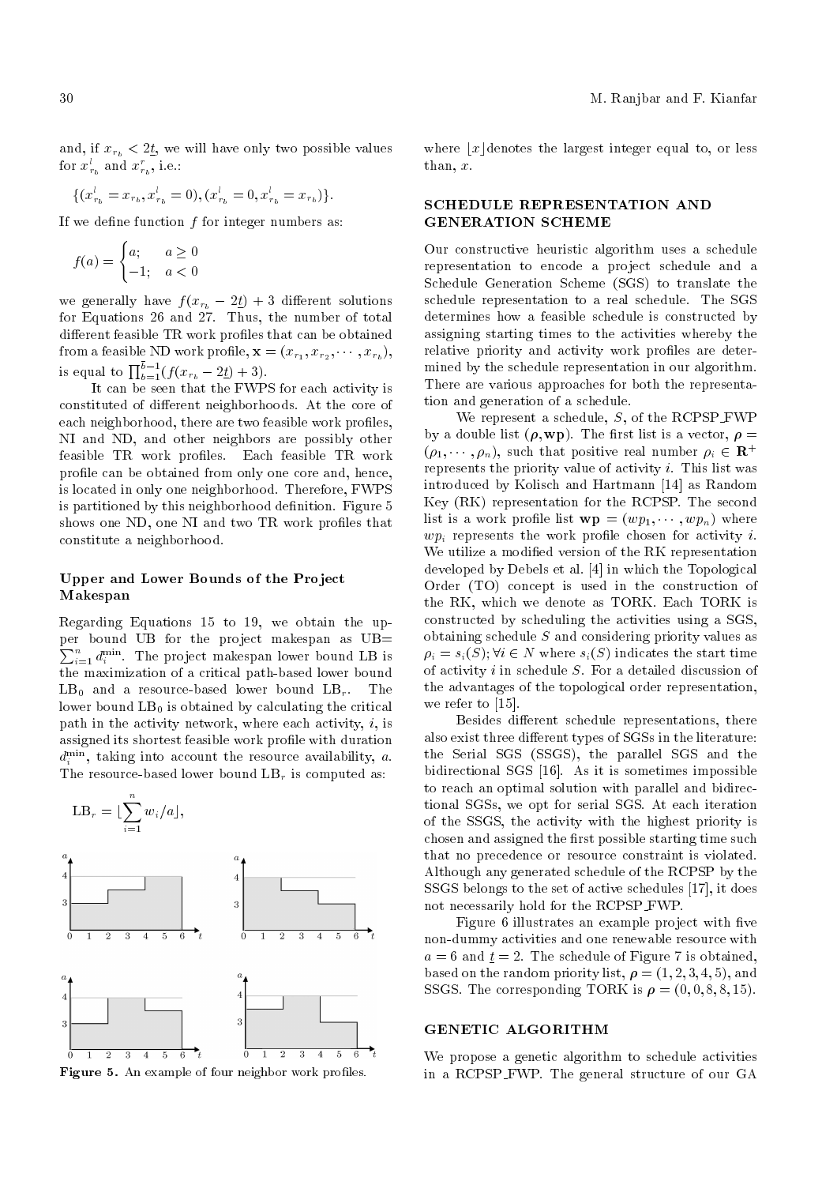and, if $x_{r_b} < 2\underline{t}$, we will have only two possible values for $x^l_{r_b}$ and $x^r_{r_b}$, i.e.:

$$\{(x^l_{r_b} = x_{r_b}, x^l_{r_b} = 0), (x^l_{r_b} = 0, x^l_{r_b} = x_{r_b})\}.$$

If we define function $f$ for integer numbers as:

$$f(a) = \begin{cases} a; & a \geq 0 \\ -1; & a < 0 \end{cases}$$

we generally have $f(x_{r_b} - 2\underline{t}) + 3$ different solutions for Equations 26 and 27. Thus, the number of total different feasible TR work profiles that can be obtained from a feasible ND work profile, $\mathbf{x} = (x_{r_1}, x_{r_2}, \cdots, x_{r_b})$, is equal to $\prod_{b=1}^{\bar{b}-1}(f(x_{r_b} - 2\underline{t}) + 3)$.

It can be seen that the FWPS for each activity is constituted of different neighborhoods. At the core of each neighborhood, there are two feasible work profiles, NI and ND, and other neighbors are possibly other feasible TR work profiles. Each feasible TR work profile can be obtained from only one core and, hence, is located in only one neighborhood. Therefore, FWPS is partitioned by this neighborhood definition. Figure 5 shows one ND, one NI and two TR work profiles that constitute a neighborhood.

### Upper and Lower Bounds of the Project Makespan

Regarding Equations 15 to 19, we obtain the upper bound UB for the project makespan as UB$= \sum_{i=1}^{n} d_i^{\min}$. The project makespan lower bound LB is the maximization of a critical path-based lower bound $\text{LB}_0$ and a resource-based lower bound $\text{LB}_r$. The lower bound $\text{LB}_0$ is obtained by calculating the critical path in the activity network, where each activity, $i$, is assigned its shortest feasible work profile with duration $d_i^{\min}$, taking into account the resource availability, $a$. The resource-based lower bound $\text{LB}_r$ is computed as:

$$\text{LB}_r = \lfloor \sum_{i=1}^{n} w_i / a \rfloor,$$

Figure 5. An example of four neighbor work profiles.

where $\lfloor x \rfloor$ denotes the largest integer equal to, or less than, $x$.

## SCHEDULE REPRESENTATION AND GENERATION SCHEME

Our constructive heuristic algorithm uses a schedule representation to encode a project schedule and a Schedule Generation Scheme (SGS) to translate the schedule representation to a real schedule. The SGS determines how a feasible schedule is constructed by assigning starting times to the activities whereby the relative priority and activity work profiles are determined by the schedule representation in our algorithm. There are various approaches for both the representation and generation of a schedule.

We represent a schedule, $S$, of the RCPSP_FWP by a double list $(\boldsymbol{\rho}, \mathbf{wp})$. The first list is a vector, $\boldsymbol{\rho} = (\rho_1, \cdots, \rho_n)$, such that positive real number $\rho_i \in \mathbf{R}^+$ represents the priority value of activity $i$. This list was introduced by Kolisch and Hartmann [14] as Random Key (RK) representation for the RCPSP. The second list is a work profile list $\mathbf{wp} = (wp_1, \cdots, wp_n)$ where $wp_i$ represents the work profile chosen for activity $i$. We utilize a modified version of the RK representation developed by Debels et al. [4] in which the Topological Order (TO) concept is used in the construction of the RK, which we denote as TORK. Each TORK is constructed by scheduling the activities using a SGS, obtaining schedule $S$ and considering priority values as $\rho_i = s_i(S); \forall i \in N$ where $s_i(S)$ indicates the start time of activity $i$ in schedule $S$. For a detailed discussion of the advantages of the topological order representation, we refer to [15].

Besides different schedule representations, there also exist three different types of SGSs in the literature: the Serial SGS (SSGS), the parallel SGS and the bidirectional SGS [16]. As it is sometimes impossible to reach an optimal solution with parallel and bidirectional SGSs, we opt for serial SGS. At each iteration of the SSGS, the activity with the highest priority is chosen and assigned the first possible starting time such that no precedence or resource constraint is violated. Although any generated schedule of the RCPSP by the SSGS belongs to the set of active schedules [17], it does not necessarily hold for the RCPSP_FWP.

Figure 6 illustrates an example project with five non-dummy activities and one renewable resource with $a = 6$ and $\underline{t} = 2$. The schedule of Figure 7 is obtained, based on the random priority list, $\boldsymbol{\rho} = (1, 2, 3, 4, 5)$, and SSGS. The corresponding TORK is $\boldsymbol{\rho} = (0, 0, 8, 8, 15)$.

## GENETIC ALGORITHM

We propose a genetic algorithm to schedule activities in a RCPSP_FWP. The general structure of our GA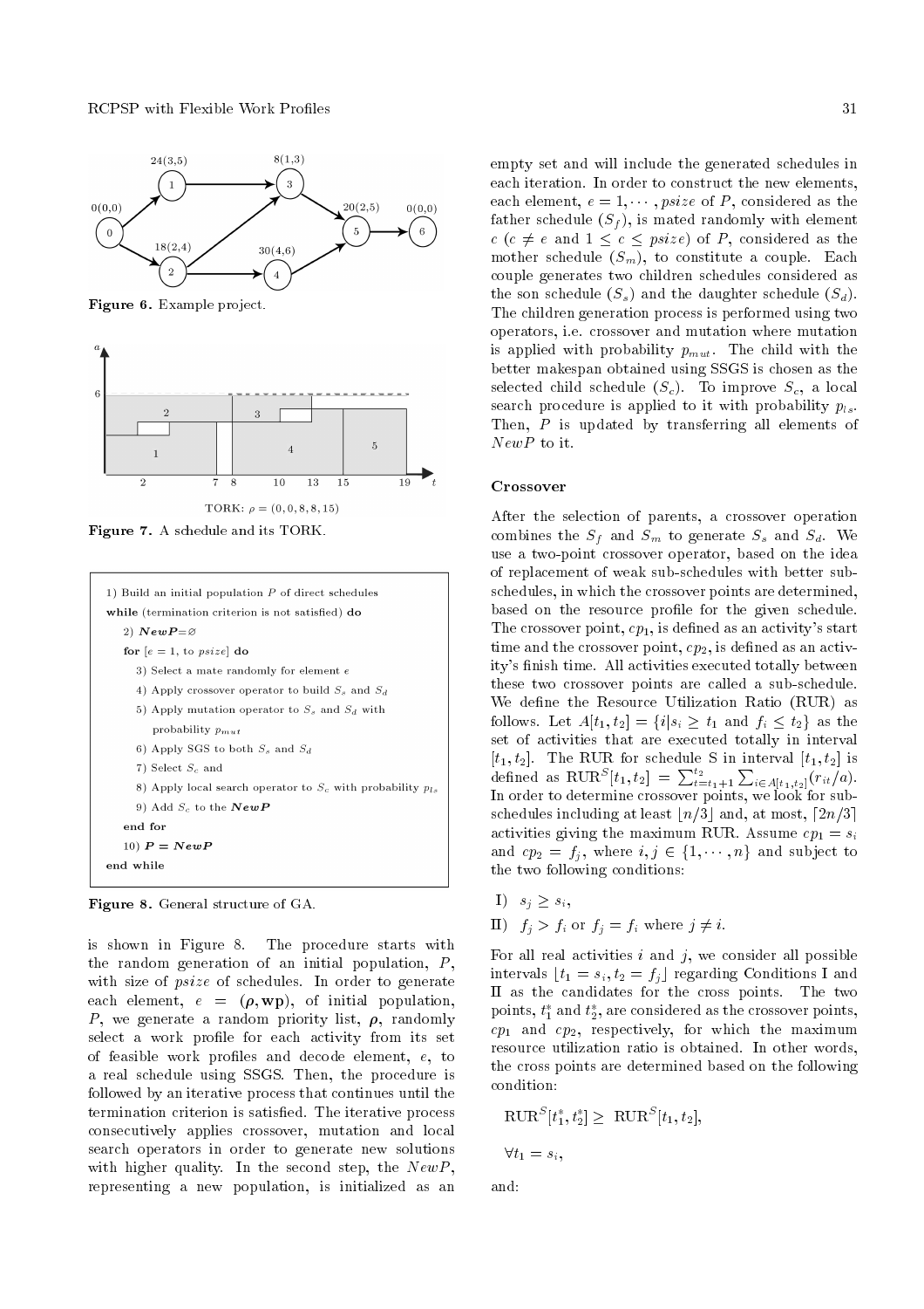Figure 6. Example project.

Figure 7. A schedule and its TORK.

```
1) Build an initial population P of direct schedules
while (termination criterion is not satisfied) do
   2) NewP=∅
   for [e = 1, to psize] do
      3) Select a mate randomly for element e
      4) Apply crossover operator to build S_s and S_d
      5) Apply mutation operator to S_s and S_d with
         probability p_mut
      6) Apply SGS to both S_s and S_d
      7) Select S_c and
      8) Apply local search operator to S_c with probability p_ls
      9) Add S_c to the NewP
   end for
   10) P = NewP
end while
```

Figure 8. General structure of GA.

is shown in Figure 8. The procedure starts with the random generation of an initial population, $P$, with size of $psize$ of schedules. In order to generate each element, $e = (\boldsymbol{\rho}, \mathbf{wp})$, of initial population, $P$, we generate a random priority list, $\boldsymbol{\rho}$, randomly select a work profile for each activity from its set of feasible work profiles and decode element, $e$, to a real schedule using SSGS. Then, the procedure is followed by an iterative process that continues until the termination criterion is satisfied. The iterative process consecutively applies crossover, mutation and local search operators in order to generate new solutions with higher quality. In the second step, the $NewP$, representing a new population, is initialized as an empty set and will include the generated schedules in each iteration. In order to construct the new elements, each element, $e = 1, \cdots, psize$ of $P$, considered as the father schedule ($S_f$), is mated randomly with element $c$ ($c \neq e$ and $1 \leq c \leq psize$) of $P$, considered as the mother schedule ($S_m$), to constitute a couple. Each couple generates two children schedules considered as the son schedule ($S_s$) and the daughter schedule ($S_d$). The children generation process is performed using two operators, i.e. crossover and mutation where mutation is applied with probability $p_{mut}$. The child with the better makespan obtained using SSGS is chosen as the selected child schedule ($S_c$). To improve $S_c$, a local search procedure is applied to it with probability $p_{ls}$. Then, $P$ is updated by transferring all elements of $NewP$ to it.

### Crossover

After the selection of parents, a crossover operation combines the $S_f$ and $S_m$ to generate $S_s$ and $S_d$. We use a two-point crossover operator, based on the idea of replacement of weak sub-schedules with better sub-schedules, in which the crossover points are determined, based on the resource profile for the given schedule. The crossover point, $cp_1$, is defined as an activity's start time and the crossover point, $cp_2$, is defined as an activity's finish time. All activities executed totally between these two crossover points are called a sub-schedule. We define the Resource Utilization Ratio (RUR) as follows. Let $A[t_1, t_2] = \{i | s_i \geq t_1 \text{ and } f_i \leq t_2\}$ as the set of activities that are executed totally in interval $[t_1, t_2]$. The RUR for schedule S in interval $[t_1, t_2]$ is defined as $\text{RUR}^S[t_1, t_2] = \sum_{t=t_1+1}^{t_2} \sum_{i \in A[t_1,t_2]} (r_{it}/a)$. In order to determine crossover points, we look for sub-schedules including at least $\lfloor n/3 \rfloor$ and, at most, $\lceil 2n/3 \rceil$ activities giving the maximum RUR. Assume $cp_1 = s_i$ and $cp_2 = f_j$, where $i, j \in \{1, \cdots, n\}$ and subject to the two following conditions:

I) $s_j \geq s_i$,

II) $f_j > f_i$ or $f_j = f_i$ where $j \neq i$.

For all real activities $i$ and $j$, we consider all possible intervals $\lfloor t_1 = s_i, t_2 = f_j \rfloor$ regarding Conditions I and II as the candidates for the cross points. The two points, $t_1^*$ and $t_2^*$, are considered as the crossover points, $cp_1$ and $cp_2$, respectively, for which the maximum resource utilization ratio is obtained. In other words, the cross points are determined based on the following condition:

$$\text{RUR}^S[t_1^*, t_2^*] \geq \text{RUR}^S[t_1, t_2],$$

$$\forall t_1 = s_i,$$

and: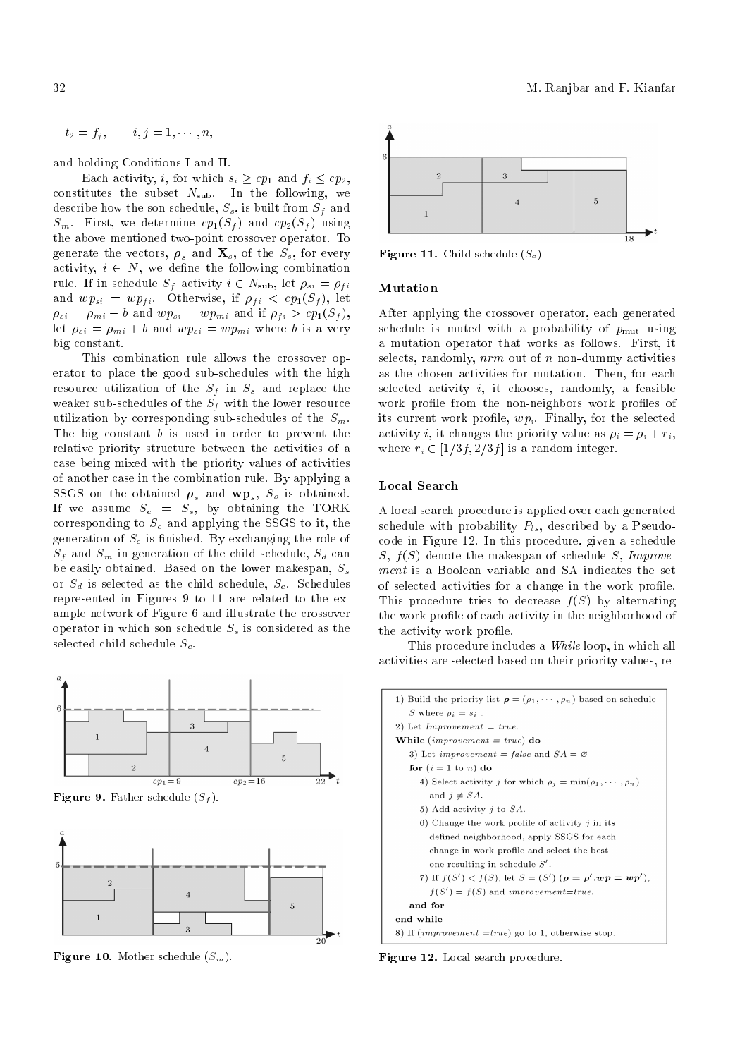$t_2 = f_j, \qquad i, j = 1, \cdots, n,$

and holding Conditions I and II.

Each activity, $i$, for which $s_i \geq cp_1$ and $f_i \leq cp_2$, constitutes the subset $N_{\text{sub}}$. In the following, we describe how the son schedule, $S_s$, is built from $S_f$ and $S_m$. First, we determine $cp_1(S_f)$ and $cp_2(S_f)$ using the above mentioned two-point crossover operator. To generate the vectors, $\boldsymbol{\rho}_s$ and $\mathbf{X}_s$, of the $S_s$, for every activity, $i \in N$, we define the following combination rule. If in schedule $S_f$ activity $i \in N_{\text{sub}}$, let $\rho_{si} = \rho_{fi}$ and $wp_{si} = wp_{fi}$. Otherwise, if $\rho_{fi} < cp_1(S_f)$, let $\rho_{si} = \rho_{mi} - b$ and $wp_{si} = wp_{mi}$ and if $\rho_{fi} > cp_1(S_f)$, let $\rho_{si} = \rho_{mi} + b$ and $wp_{si} = wp_{mi}$ where $b$ is a very big constant.

This combination rule allows the crossover operator to place the good sub-schedules with the high resource utilization of the $S_f$ in $S_s$ and replace the weaker sub-schedules of the $S_f$ with the lower resource utilization by corresponding sub-schedules of the $S_m$. The big constant $b$ is used in order to prevent the relative priority structure between the activities of a case being mixed with the priority values of activities of another case in the combination rule. By applying a SSGS on the obtained $\boldsymbol{\rho}_s$ and $\mathbf{wp}_s$, $S_s$ is obtained. If we assume $S_c = S_s$, by obtaining the TORK corresponding to $S_c$ and applying the SSGS to it, the generation of $S_c$ is finished. By exchanging the role of $S_f$ and $S_m$ in generation of the child schedule, $S_d$ can be easily obtained. Based on the lower makespan, $S_s$ or $S_d$ is selected as the child schedule, $S_c$. Schedules represented in Figures 9 to 11 are related to the example network of Figure 6 and illustrate the crossover operator in which son schedule $S_s$ is considered as the selected child schedule $S_c$.

**Figure 9.** Father schedule ($S_f$).

**Figure 10.** Mother schedule ($S_m$).

**Figure 11.** Child schedule ($S_c$).

### Mutation

After applying the crossover operator, each generated schedule is muted with a probability of $p_{\text{mut}}$ using a mutation operator that works as follows. First, it selects, randomly, $nrm$ out of $n$ non-dummy activities as the chosen activities for mutation. Then, for each selected activity $i$, it chooses, randomly, a feasible work profile from the non-neighbors work profiles of its current work profile, $wp_i$. Finally, for the selected activity $i$, it changes the priority value as $\rho_i = \rho_i + r_i$, where $r_i \in [1/3f, 2/3f]$ is a random integer.

### Local Search

A local search procedure is applied over each generated schedule with probability $P_{ls}$, described by a Pseudo-code in Figure 12. In this procedure, given a schedule $S$, $f(S)$ denote the makespan of schedule $S$, *Improvement* is a Boolean variable and SA indicates the set of selected activities for a change in the work profile. This procedure tries to decrease $f(S)$ by alternating the work profile of each activity in the neighborhood of the activity work profile.

This procedure includes a *While* loop, in which all activities are selected based on their priority values, re-

```
1) Build the priority list ρ = (ρ_1, ..., ρ_n) based on schedule
   S where ρ_i = s_i .
2) Let Improvement = true.
While (improvement = true) do
   3) Let improvement = false and SA = ∅
   for (i = 1 to n) do
      4) Select activity j for which ρ_j = min(ρ_1, ..., ρ_n)
         and j ∉ SA.
      5) Add activity j to SA.
      6) Change the work profile of activity j in its
         defined neighborhood, apply SSGS for each
         change in work profile and select the best
         one resulting in schedule S'.
      7) If f(S') < f(S), let S = (S') (ρ = ρ'.wp = wp'),
         f(S') = f(S) and improvement=true.
   and for
end while
8) If (improvement =true) go to 1, otherwise stop.
```

**Figure 12.** Local search procedure.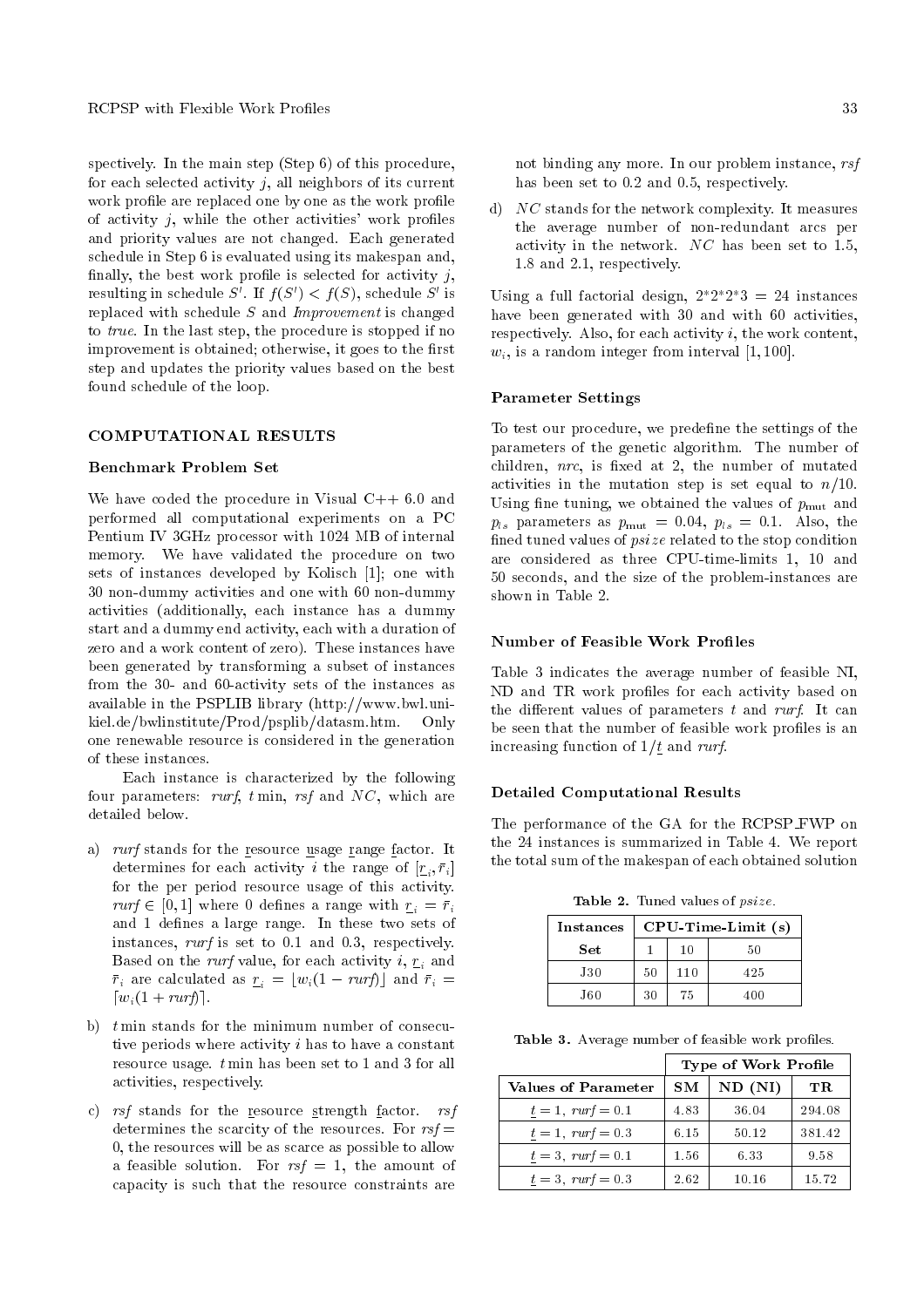spectively. In the main step (Step 6) of this procedure, for each selected activity $j$, all neighbors of its current work profile are replaced one by one as the work profile of activity $j$, while the other activities' work profiles and priority values are not changed. Each generated schedule in Step 6 is evaluated using its makespan and, finally, the best work profile is selected for activity $j$, resulting in schedule $S'$. If $f(S') < f(S)$, schedule $S'$ is replaced with schedule $S$ and *Improvement* is changed to *true*. In the last step, the procedure is stopped if no improvement is obtained; otherwise, it goes to the first step and updates the priority values based on the best found schedule of the loop.

## COMPUTATIONAL RESULTS

### Benchmark Problem Set

We have coded the procedure in Visual C++ 6.0 and performed all computational experiments on a PC Pentium IV 3GHz processor with 1024 MB of internal memory. We have validated the procedure on two sets of instances developed by Kolisch [1]; one with 30 non-dummy activities and one with 60 non-dummy activities (additionally, each instance has a dummy start and a dummy end activity, each with a duration of zero and a work content of zero). These instances have been generated by transforming a subset of instances from the 30- and 60-activity sets of the instances as available in the PSPLIB library (http://www.bwl.uni-kiel.de/bwlinstitute/Prod/psplib/datasm.htm. Only one renewable resource is considered in the generation of these instances.

Each instance is characterized by the following four parameters: *rurf*, $t$ min, *rsf* and $NC$, which are detailed below.

a) *rurf* stands for the resource usage range factor. It determines for each activity $i$ the range of $[\underline{r}_i, \bar{r}_i]$ for the per period resource usage of this activity. $rurf \in [0,1]$ where 0 defines a range with $\underline{r}_i = \bar{r}_i$ and 1 defines a large range. In these two sets of instances, *rurf* is set to 0.1 and 0.3, respectively. Based on the *rurf* value, for each activity $i$, $\underline{r}_i$ and $\bar{r}_i$ are calculated as $\underline{r}_i = \lfloor w_i(1 - rurf) \rfloor$ and $\bar{r}_i = \lceil w_i(1 + rurf) \rceil$.

b) $t$ min stands for the minimum number of consecutive periods where activity $i$ has to have a constant resource usage. $t$ min has been set to 1 and 3 for all activities, respectively.

c) *rsf* stands for the resource strength factor. *rsf* determines the scarcity of the resources. For $rsf = 0$, the resources will be as scarce as possible to allow a feasible solution. For $rsf = 1$, the amount of capacity is such that the resource constraints are not binding any more. In our problem instance, *rsf* has been set to 0.2 and 0.5, respectively.

d) $NC$ stands for the network complexity. It measures the average number of non-redundant arcs per activity in the network. $NC$ has been set to 1.5, 1.8 and 2.1, respectively.

Using a full factorial design, 2\*2\*2\*3 = 24 instances have been generated with 30 and with 60 activities, respectively. Also, for each activity $i$, the work content, $w_i$, is a random integer from interval $[1, 100]$.

### Parameter Settings

To test our procedure, we predefine the settings of the parameters of the genetic algorithm. The number of children, *nrc*, is fixed at 2, the number of mutated activities in the mutation step is set equal to $n/10$. Using fine tuning, we obtained the values of $p_{\text{mut}}$ and $p_{ls}$ parameters as $p_{\text{mut}} = 0.04$, $p_{ls} = 0.1$. Also, the fined tuned values of *psize* related to the stop condition are considered as three CPU-time-limits 1, 10 and 50 seconds, and the size of the problem-instances are shown in Table 2.

**Table 2.** Tuned values of *psize*.

| Instances | CPU-Time-Limit (s) | | |
|---|---|---|---|
| Set | 1 | 10 | 50 |
| J30 | 50 | 110 | 425 |
| J60 | 30 | 75 | 400 |

### Number of Feasible Work Profiles

Table 3 indicates the average number of feasible NI, ND and TR work profiles for each activity based on the different values of parameters $t$ and *rurf*. It can be seen that the number of feasible work profiles is an increasing function of $1/\underline{t}$ and *rurf*.

**Table 3.** Average number of feasible work profiles.

| | Type of Work Profile | | |
|---|---|---|---|
| Values of Parameter | SM | ND (NI) | TR |
| $\underline{t} = 1$, $rurf = 0.1$ | 4.83 | 36.04 | 294.08 |
| $\underline{t} = 1$, $rurf = 0.3$ | 6.15 | 50.12 | 381.42 |
| $\underline{t} = 3$, $rurf = 0.1$ | 1.56 | 6.33 | 9.58 |
| $\underline{t} = 3$, $rurf = 0.3$ | 2.62 | 10.16 | 15.72 |

### Detailed Computational Results

The performance of the GA for the RCPSP_FWP on the 24 instances is summarized in Table 4. We report the total sum of the makespan of each obtained solution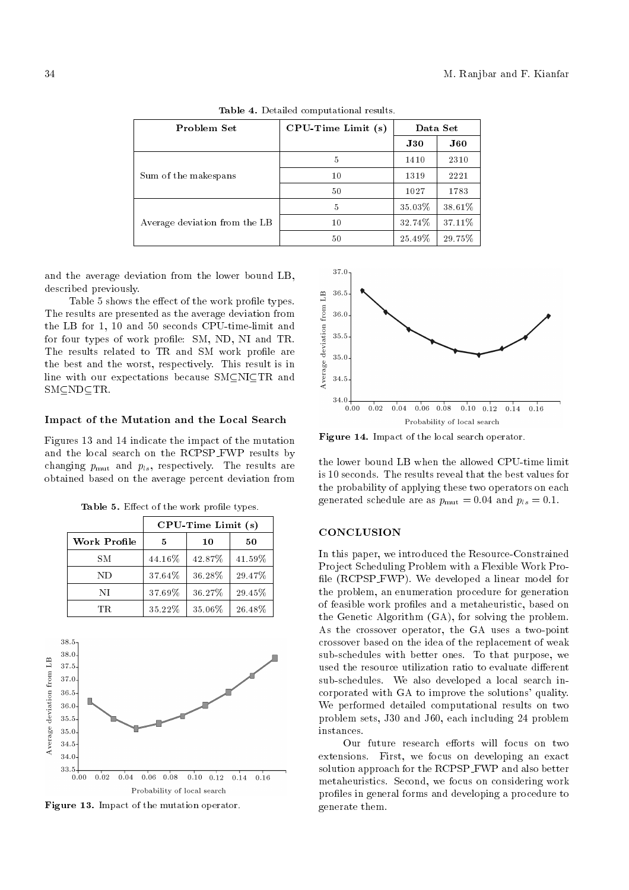Table 4. Detailed computational results.

| Problem Set | CPU-Time Limit (s) | Data Set | |
|---|---|---|---|
| | | J30 | J60 |
| Sum of the makespans | 5 | 1410 | 2310 |
| | 10 | 1319 | 2221 |
| | 50 | 1027 | 1783 |
| Average deviation from the LB | 5 | 35.03% | 38.61% |
| | 10 | 32.74% | 37.11% |
| | 50 | 25.49% | 29.75% |

and the average deviation from the lower bound LB, described previously.

Table 5 shows the effect of the work profile types. The results are presented as the average deviation from the LB for 1, 10 and 50 seconds CPU-time-limit and for four types of work profile: SM, ND, NI and TR. The results related to TR and SM work profile are the best and the worst, respectively. This result is in line with our expectations because SM⊆NI⊆TR and SM⊆ND⊆TR.

### Impact of the Mutation and the Local Search

Figures 13 and 14 indicate the impact of the mutation and the local search on the RCPSP_FWP results by changing $p_{\text{mut}}$ and $p_{ls}$, respectively. The results are obtained based on the average percent deviation from the lower bound LB when the allowed CPU-time limit is 10 seconds. The results reveal that the best values for the probability of applying these two operators on each generated schedule are as $p_{\text{mut}} = 0.04$ and $p_{ls} = 0.1$.

Table 5. Effect of the work profile types.

| | CPU-Time Limit (s) | | |
|---|---|---|---|
| Work Profile | 5 | 10 | 50 |
| SM | 44.16% | 42.87% | 41.59% |
| ND | 37.64% | 36.28% | 29.47% |
| NI | 37.69% | 36.27% | 29.45% |
| TR | 35.22% | 35.06% | 26.48% |

Figure 13. Impact of the mutation operator.

Figure 14. Impact of the local search operator.

## CONCLUSION

In this paper, we introduced the Resource-Constrained Project Scheduling Problem with a Flexible Work Profile (RCPSP_FWP). We developed a linear model for the problem, an enumeration procedure for generation of feasible work profiles and a metaheuristic, based on the Genetic Algorithm (GA), for solving the problem. As the crossover operator, the GA uses a two-point crossover based on the idea of the replacement of weak sub-schedules with better ones. To that purpose, we used the resource utilization ratio to evaluate different sub-schedules. We also developed a local search incorporated with GA to improve the solutions' quality. We performed detailed computational results on two problem sets, J30 and J60, each including 24 problem instances.

Our future research efforts will focus on two extensions. First, we focus on developing an exact solution approach for the RCPSP_FWP and also better metaheuristics. Second, we focus on considering work profiles in general forms and developing a procedure to generate them.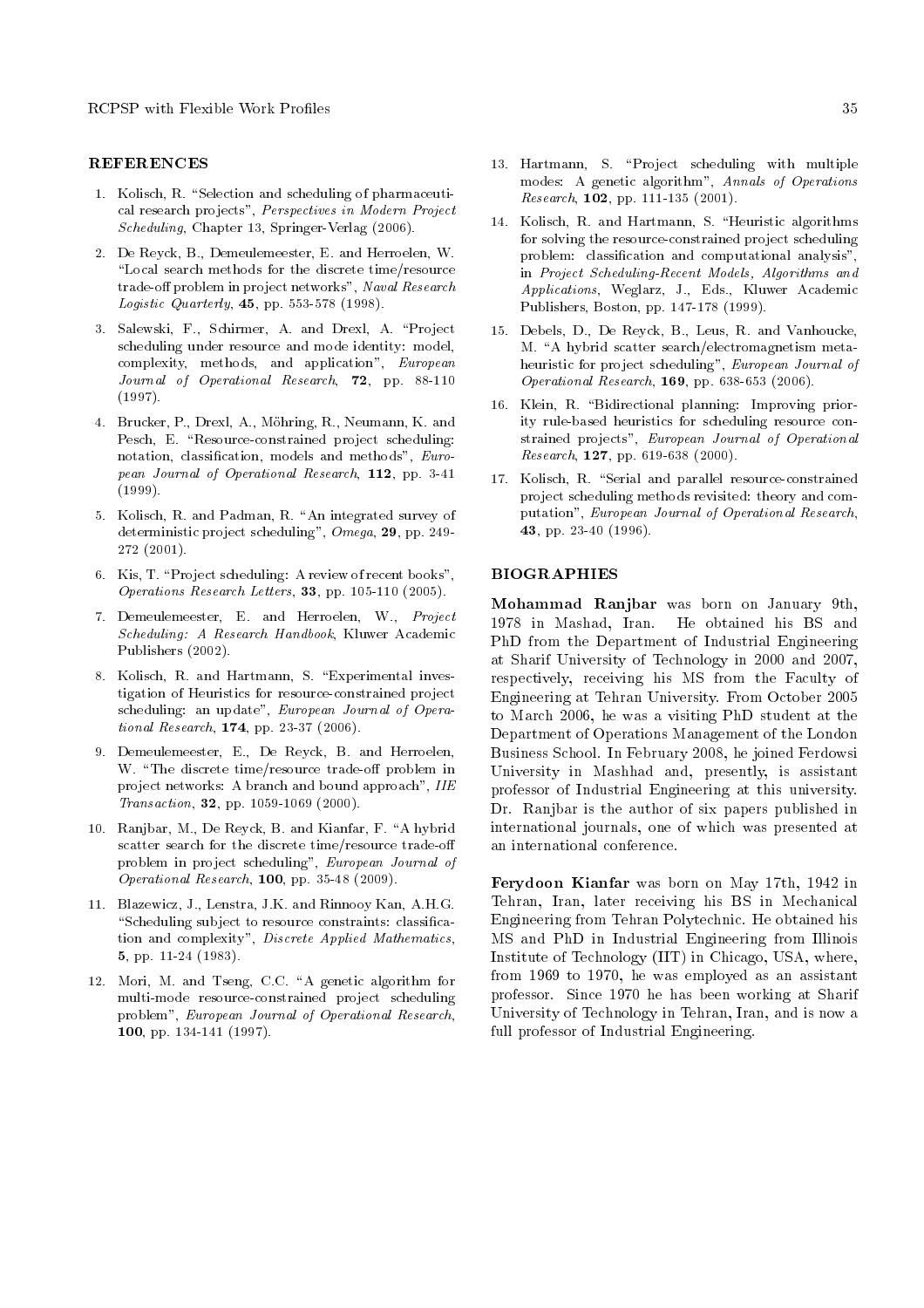## REFERENCES

1. Kolisch, R. "Selection and scheduling of pharmaceutical research projects", *Perspectives in Modern Project Scheduling*, Chapter 13, Springer-Verlag (2006).
2. De Reyck, B., Demeulemeester, E. and Herroelen, W. "Local search methods for the discrete time/resource trade-off problem in project networks", *Naval Research Logistic Quarterly*, **45**, pp. 553-578 (1998).
3. Salewski, F., Schirmer, A. and Drexl, A. "Project scheduling under resource and mode identity: model, complexity, methods, and application", *European Journal of Operational Research*, **72**, pp. 88-110 (1997).
4. Brucker, P., Drexl, A., Möhring, R., Neumann, K. and Pesch, E. "Resource-constrained project scheduling: notation, classification, models and methods", *European Journal of Operational Research*, **112**, pp. 3-41 (1999).
5. Kolisch, R. and Padman, R. "An integrated survey of deterministic project scheduling", *Omega*, **29**, pp. 249-272 (2001).
6. Kis, T. "Project scheduling: A review of recent books", *Operations Research Letters*, **33**, pp. 105-110 (2005).
7. Demeulemeester, E. and Herroelen, W., *Project Scheduling: A Research Handbook*, Kluwer Academic Publishers (2002).
8. Kolisch, R. and Hartmann, S. "Experimental investigation of Heuristics for resource-constrained project scheduling: an update", *European Journal of Operational Research*, **174**, pp. 23-37 (2006).
9. Demeulemeester, E., De Reyck, B. and Herroelen, W. "The discrete time/resource trade-off problem in project networks: A branch and bound approach", *IIE Transaction*, **32**, pp. 1059-1069 (2000).
10. Ranjbar, M., De Reyck, B. and Kianfar, F. "A hybrid scatter search for the discrete time/resource trade-off problem in project scheduling", *European Journal of Operational Research*, **100**, pp. 35-48 (2009).
11. Blazewicz, J., Lenstra, J.K. and Rinnooy Kan, A.H.G. "Scheduling subject to resource constraints: classification and complexity", *Discrete Applied Mathematics*, **5**, pp. 11-24 (1983).
12. Mori, M. and Tseng, C.C. "A genetic algorithm for multi-mode resource-constrained project scheduling problem", *European Journal of Operational Research*, **100**, pp. 134-141 (1997).
13. Hartmann, S. "Project scheduling with multiple modes: A genetic algorithm", *Annals of Operations Research*, **102**, pp. 111-135 (2001).
14. Kolisch, R. and Hartmann, S. "Heuristic algorithms for solving the resource-constrained project scheduling problem: classification and computational analysis", in *Project Scheduling-Recent Models, Algorithms and Applications*, Weglarz, J., Eds., Kluwer Academic Publishers, Boston, pp. 147-178 (1999).
15. Debels, D., De Reyck, B., Leus, R. and Vanhoucke, M. "A hybrid scatter search/electromagnetism metaheuristic for project scheduling", *European Journal of Operational Research*, **169**, pp. 638-653 (2006).
16. Klein, R. "Bidirectional planning: Improving priority rule-based heuristics for scheduling resource constrained projects", *European Journal of Operational Research*, **127**, pp. 619-638 (2000).
17. Kolisch, R. "Serial and parallel resource-constrained project scheduling methods revisited: theory and computation", *European Journal of Operational Research*, **43**, pp. 23-40 (1996).

## BIOGRAPHIES

**Mohammad Ranjbar** was born on January 9th, 1978 in Mashad, Iran. He obtained his BS and PhD from the Department of Industrial Engineering at Sharif University of Technology in 2000 and 2007, respectively, receiving his MS from the Faculty of Engineering at Tehran University. From October 2005 to March 2006, he was a visiting PhD student at the Department of Operations Management of the London Business School. In February 2008, he joined Ferdowsi University in Mashhad and, presently, is assistant professor of Industrial Engineering at this university. Dr. Ranjbar is the author of six papers published in international journals, one of which was presented at an international conference.

**Ferydoon Kianfar** was born on May 17th, 1942 in Tehran, Iran, later receiving his BS in Mechanical Engineering from Tehran Polytechnic. He obtained his MS and PhD in Industrial Engineering from Illinois Institute of Technology (IIT) in Chicago, USA, where, from 1969 to 1970, he was employed as an assistant professor. Since 1970 he has been working at Sharif University of Technology in Tehran, Iran, and is now a full professor of Industrial Engineering.